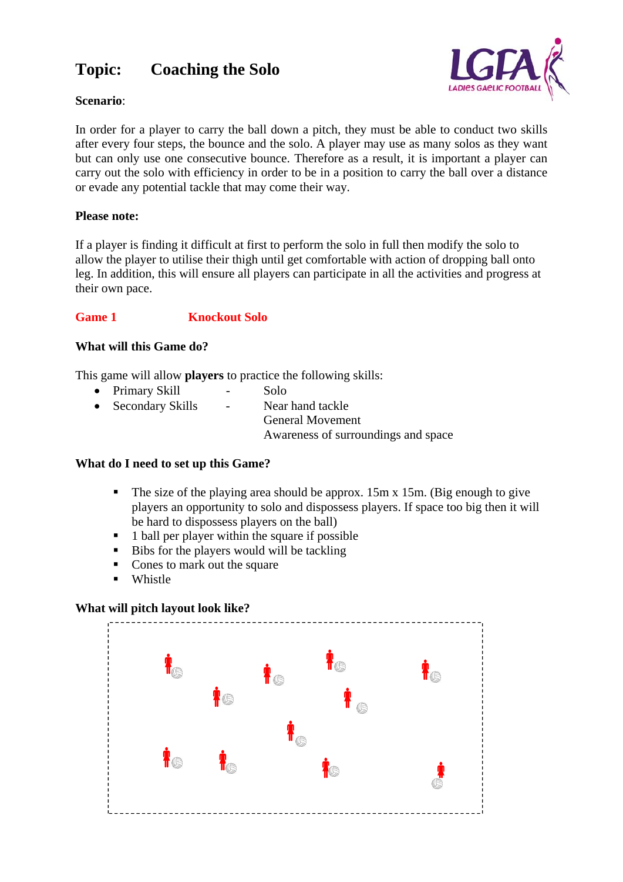# Topic: Coaching the Solo

**Scenario**:

In order for a player to carry the ball down a pitch, they must be able to conduct two skills after every four steps, the bounce and the solo. A player may use as many solos as they want but can only use one consecutive bounce. Therefore as a result, it is important a player can carry out the solo with efficiency in order to be in a position to carry the ball over a distance or evade any potential tackle that may come their way.

**Please note:**

If a player is finding it difficult at first to perform the solo in full then modify the solo to allow the player to utilise their thigh until get comfortable with action of dropping ball onto leg. In addition, this will ensure all players can participate in all the activities and progress at their own pace.

## Game 1 Knockout Solo

### What will this Game do?

This game will allow **players** to practice the following skills:

- Primary Skill - Solo
- Secondary Skills - Near hand tackle
  General Movement
  Awareness of surroundings and space

### What do I need to set up this Game?

- The size of the playing area should be approx. 15m x 15m. (Big enough to give players an opportunity to solo and dispossess players. If space too big then it will be hard to dispossess players on the ball)
- 1 ball per player within the square if possible
- Bibs for the players would will be tackling
- Cones to mark out the square
- Whistle

### What will pitch layout look like?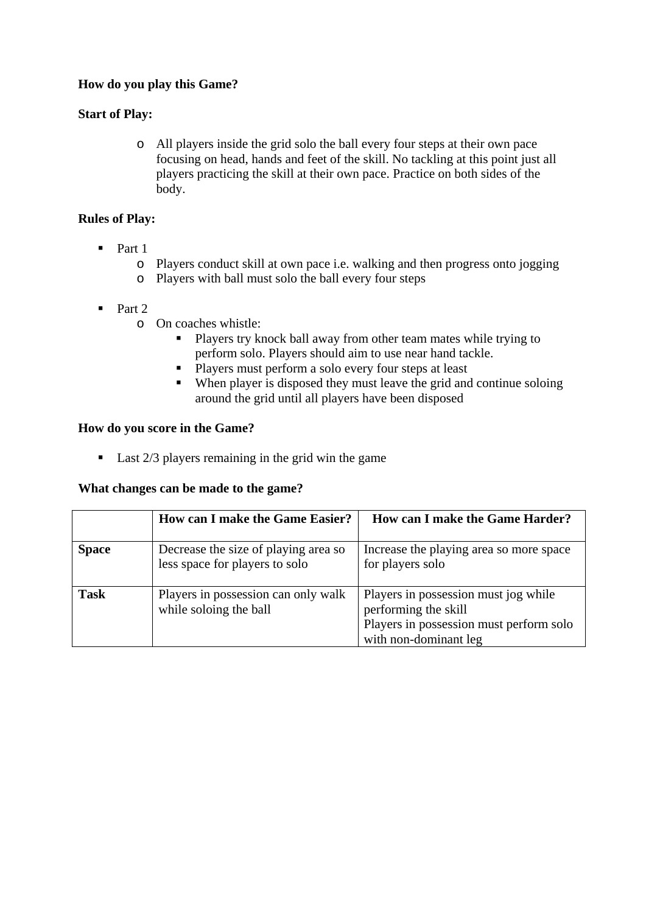**How do you play this Game?**

**Start of Play:**

- All players inside the grid solo the ball every four steps at their own pace focusing on head, hands and feet of the skill. No tackling at this point just all players practicing the skill at their own pace. Practice on both sides of the body.

**Rules of Play:**

- Part 1
  - Players conduct skill at own pace i.e. walking and then progress onto jogging
  - Players with ball must solo the ball every four steps

- Part 2
  - On coaches whistle:
    - Players try knock ball away from other team mates while trying to perform solo. Players should aim to use near hand tackle.
    - Players must perform a solo every four steps at least
    - When player is disposed they must leave the grid and continue soloing around the grid until all players have been disposed

**How do you score in the Game?**

- Last 2/3 players remaining in the grid win the game

**What changes can be made to the game?**

| | How can I make the Game Easier? | How can I make the Game Harder? |
|---|---|---|
| **Space** | Decrease the size of playing area so less space for players to solo | Increase the playing area so more space for players solo |
| **Task** | Players in possession can only walk while soloing the ball | Players in possession must jog while performing the skill<br>Players in possession must perform solo with non-dominant leg |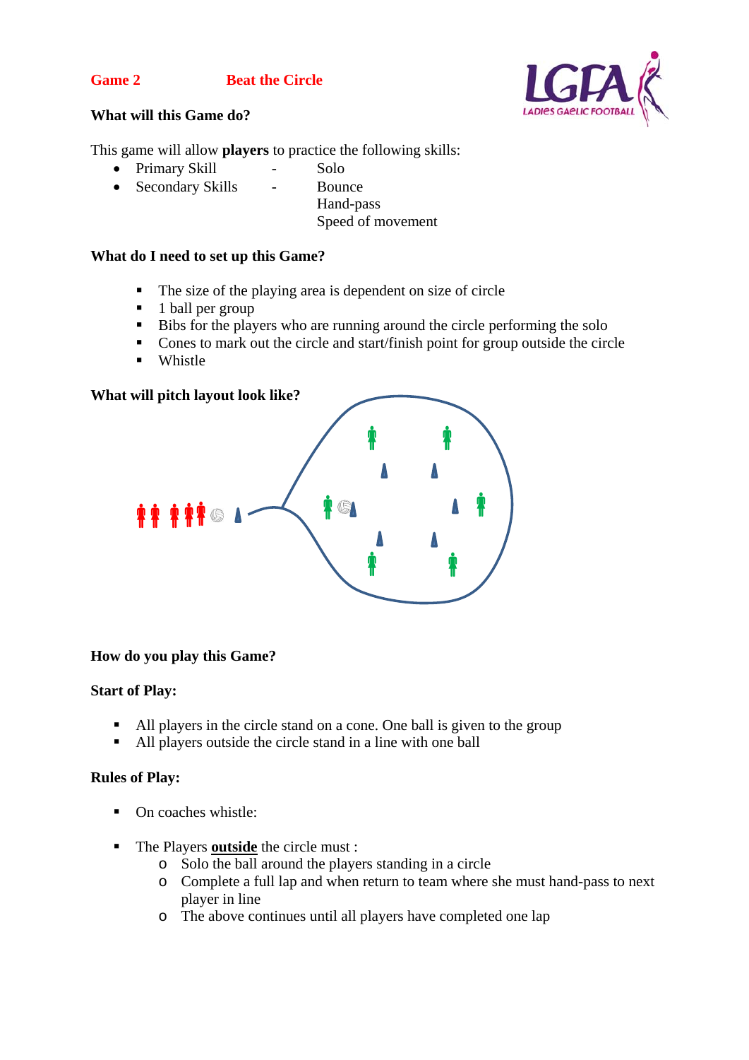**Game 2** **Beat the Circle**

**What will this Game do?**

This game will allow **players** to practice the following skills:

- Primary Skill - Solo
- Secondary Skills - Bounce
  Hand-pass
  Speed of movement

**What do I need to set up this Game?**

- The size of the playing area is dependent on size of circle
- 1 ball per group
- Bibs for the players who are running around the circle performing the solo
- Cones to mark out the circle and start/finish point for group outside the circle
- Whistle

**What will pitch layout look like?**

**How do you play this Game?**

**Start of Play:**

- All players in the circle stand on a cone. One ball is given to the group
- All players outside the circle stand in a line with one ball

**Rules of Play:**

- On coaches whistle:
- The Players **outside** the circle must :
  - Solo the ball around the players standing in a circle
  - Complete a full lap and when return to team where she must hand-pass to next player in line
  - The above continues until all players have completed one lap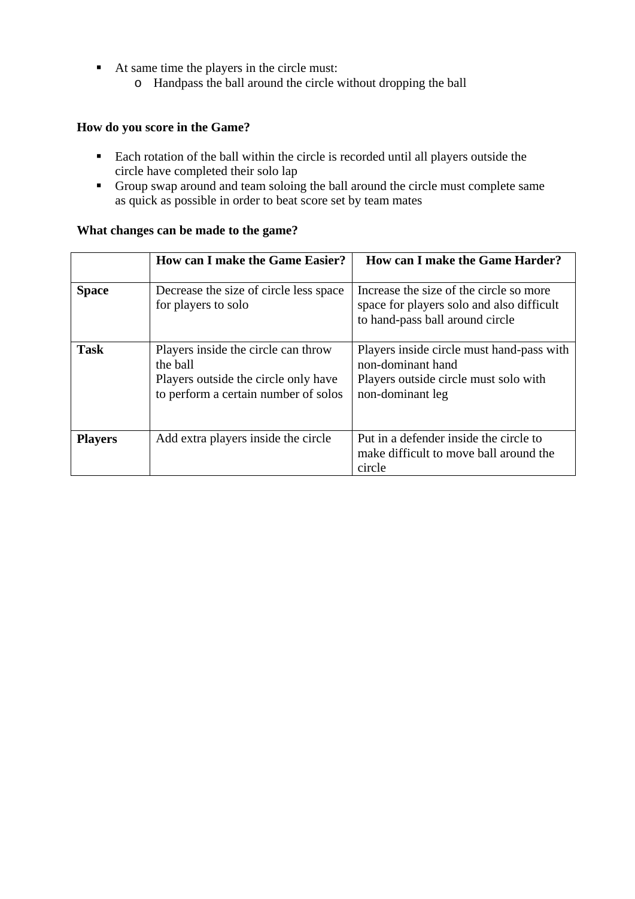- At same time the players in the circle must:
  - Handpass the ball around the circle without dropping the ball

**How do you score in the Game?**

- Each rotation of the ball within the circle is recorded until all players outside the circle have completed their solo lap
- Group swap around and team soloing the ball around the circle must complete same as quick as possible in order to beat score set by team mates

**What changes can be made to the game?**

| | **How can I make the Game Easier?** | **How can I make the Game Harder?** |
|---|---|---|
| **Space** | Decrease the size of circle less space for players to solo | Increase the size of the circle so more space for players solo and also difficult to hand-pass ball around circle |
| **Task** | Players inside the circle can throw the ball<br>Players outside the circle only have to perform a certain number of solos | Players inside circle must hand-pass with non-dominant hand<br>Players outside circle must solo with non-dominant leg |
| **Players** | Add extra players inside the circle | Put in a defender inside the circle to make difficult to move ball around the circle |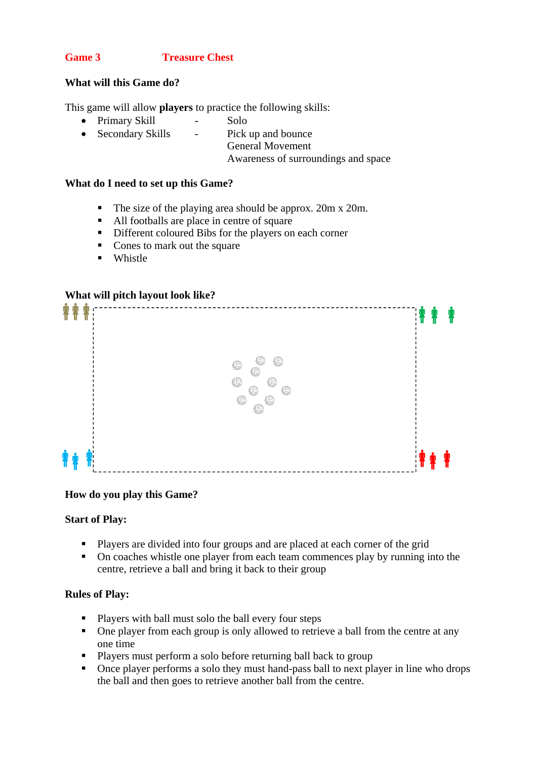## Game 3 Treasure Chest

### What will this Game do?

This game will allow **players** to practice the following skills:

- Primary Skill - Solo
- Secondary Skills - Pick up and bounce
  General Movement
  Awareness of surroundings and space

### What do I need to set up this Game?

- The size of the playing area should be approx. 20m x 20m.
- All footballs are place in centre of square
- Different coloured Bibs for the players on each corner
- Cones to mark out the square
- Whistle

### What will pitch layout look like?

### How do you play this Game?

**Start of Play:**

- Players are divided into four groups and are placed at each corner of the grid
- On coaches whistle one player from each team commences play by running into the centre, retrieve a ball and bring it back to their group

**Rules of Play:**

- Players with ball must solo the ball every four steps
- One player from each group is only allowed to retrieve a ball from the centre at any one time
- Players must perform a solo before returning ball back to group
- Once player performs a solo they must hand-pass ball to next player in line who drops the ball and then goes to retrieve another ball from the centre.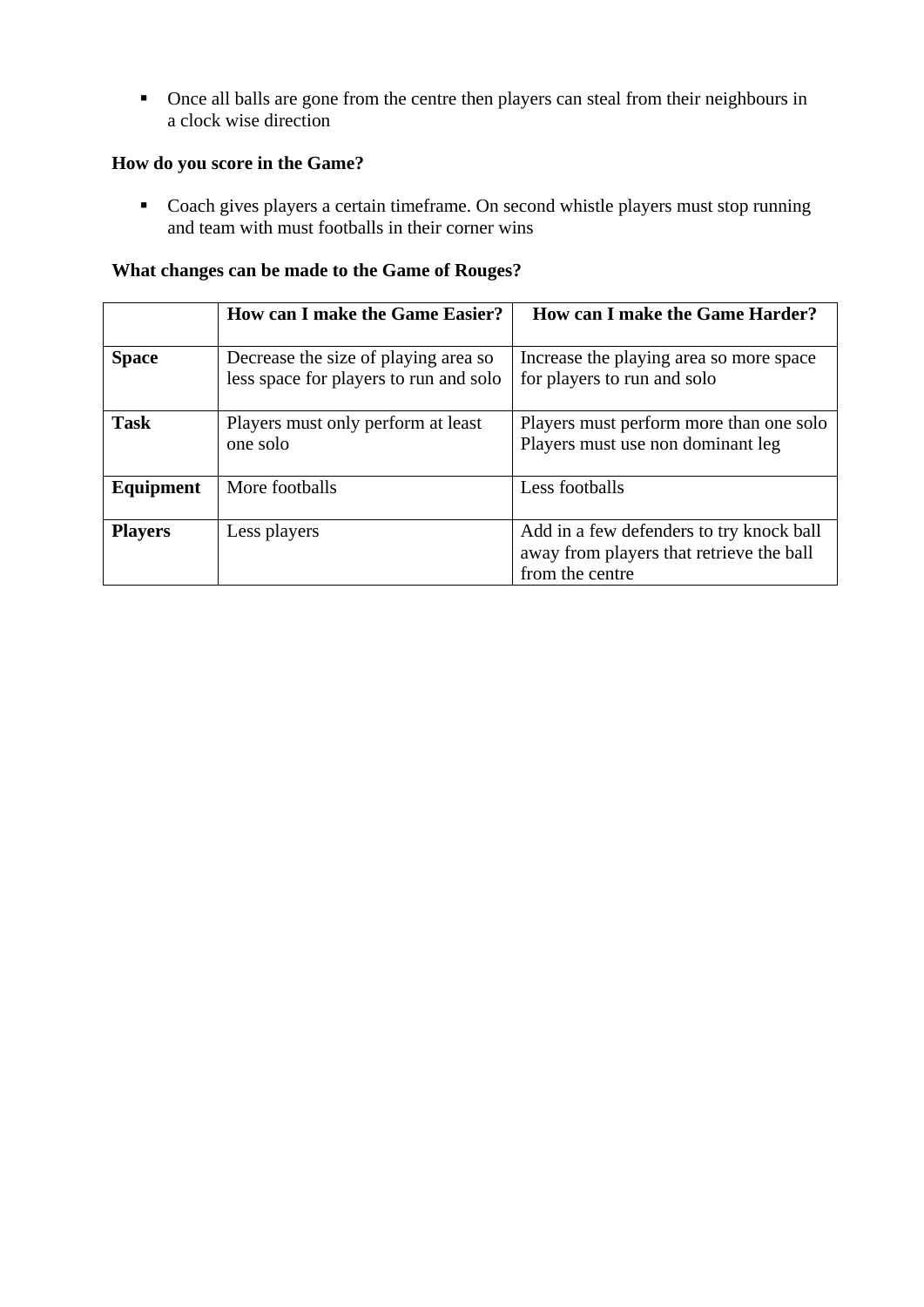- Once all balls are gone from the centre then players can steal from their neighbours in a clock wise direction

**How do you score in the Game?**

- Coach gives players a certain timeframe. On second whistle players must stop running and team with must footballs in their corner wins

**What changes can be made to the Game of Rouges?**

| | **How can I make the Game Easier?** | **How can I make the Game Harder?** |
|---|---|---|
| **Space** | Decrease the size of playing area so less space for players to run and solo | Increase the playing area so more space for players to run and solo |
| **Task** | Players must only perform at least one solo | Players must perform more than one solo<br>Players must use non dominant leg |
| **Equipment** | More footballs | Less footballs |
| **Players** | Less players | Add in a few defenders to try knock ball away from players that retrieve the ball from the centre |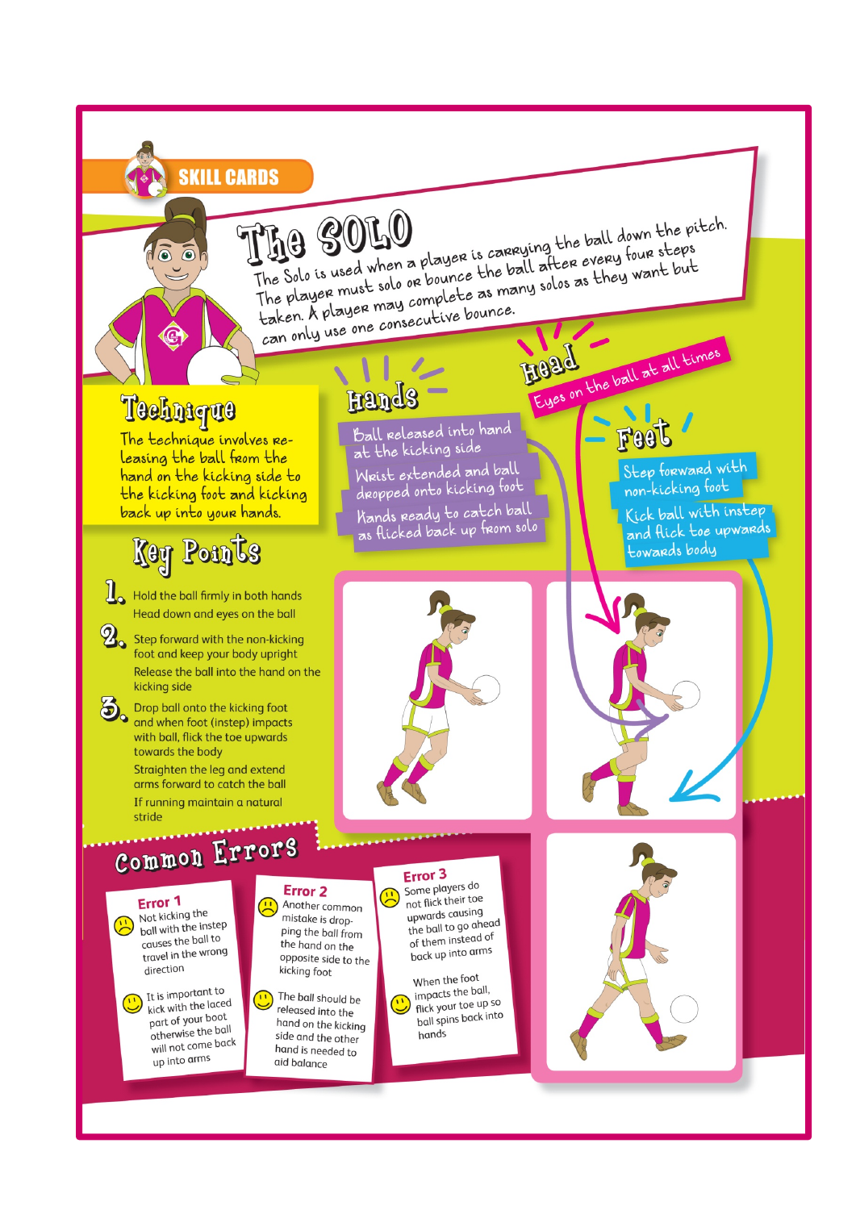SKILL CARDS

# The SOLO

The Solo is used when a player is carrying the ball down the pitch. The player must solo or bounce the ball after every four steps taken. A player may complete as many solos as they want but can only use one consecutive bounce.

## Technique

The technique involves releasing the ball from the hand on the kicking side to the kicking foot and kicking back up into your hands.

## Hands

- Ball released into hand at the kicking side
- Wrist extended and ball dropped onto kicking foot
- Hands ready to catch ball as flicked back up from solo

## Head

- Eyes on the ball at all times

## Feet

- Step forward with non-kicking foot
- Kick ball with instep and flick toe upwards towards body

## Key Points

1. Hold the ball firmly in both hands
   Head down and eyes on the ball
2. Step forward with the non-kicking foot and keep your body upright
   Release the ball into the hand on the kicking side
3. Drop ball onto the kicking foot and when foot (instep) impacts with ball, flick the toe upwards towards the body
   Straighten the leg and extend arms forward to catch the ball
   If running maintain a natural stride

## Common Errors

**Error 1**

Not kicking the ball with the instep causes the ball to travel in the wrong direction

It is important to kick with the laced part of your boot otherwise the ball will not come back up into arms

**Error 2**

Another common mistake is dropping the ball from the hand on the opposite side to the kicking foot

The ball should be released into the hand on the kicking side and the other hand is needed to aid balance

**Error 3**

Some players do not flick their toe upwards causing the ball to go ahead of them instead of back up into arms

When the foot impacts the ball, flick your toe up so ball spins back into hands